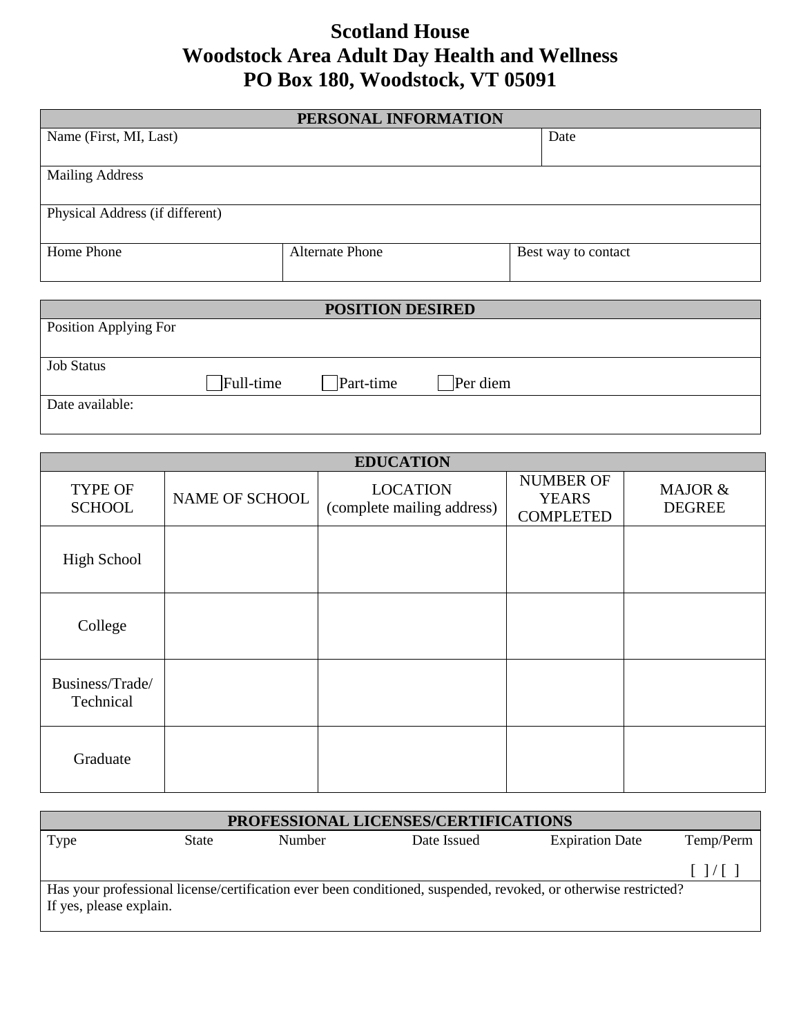# Scotland House
# Woodstock Area Adult Day Health and Wellness
# PO Box 180, Woodstock, VT 05091

| PERSONAL INFORMATION | | |
|---|---|---|
| Name (First, MI, Last) | | Date |
| Mailing Address | | |
| Physical Address (if different) | | |
| Home Phone | Alternate Phone | Best way to contact |

| POSITION DESIRED |
|---|
| Position Applying For |
| Job Status ☐ Full-time ☐ Part-time ☐ Per diem |
| Date available: |

| EDUCATION | | | | |
|---|---|---|---|---|
| TYPE OF SCHOOL | NAME OF SCHOOL | LOCATION (complete mailing address) | NUMBER OF YEARS COMPLETED | MAJOR & DEGREE |
| High School | | | | |
| College | | | | |
| Business/Trade/ Technical | | | | |
| Graduate | | | | |

| PROFESSIONAL LICENSES/CERTIFICATIONS | | | | | |
|---|---|---|---|---|---|
| Type | State | Number | Date Issued | Expiration Date | Temp/Perm |
| | | | | | [ ] / [ ] |
| Has your professional license/certification ever been conditioned, suspended, revoked, or otherwise restricted? If yes, please explain. | | | | | |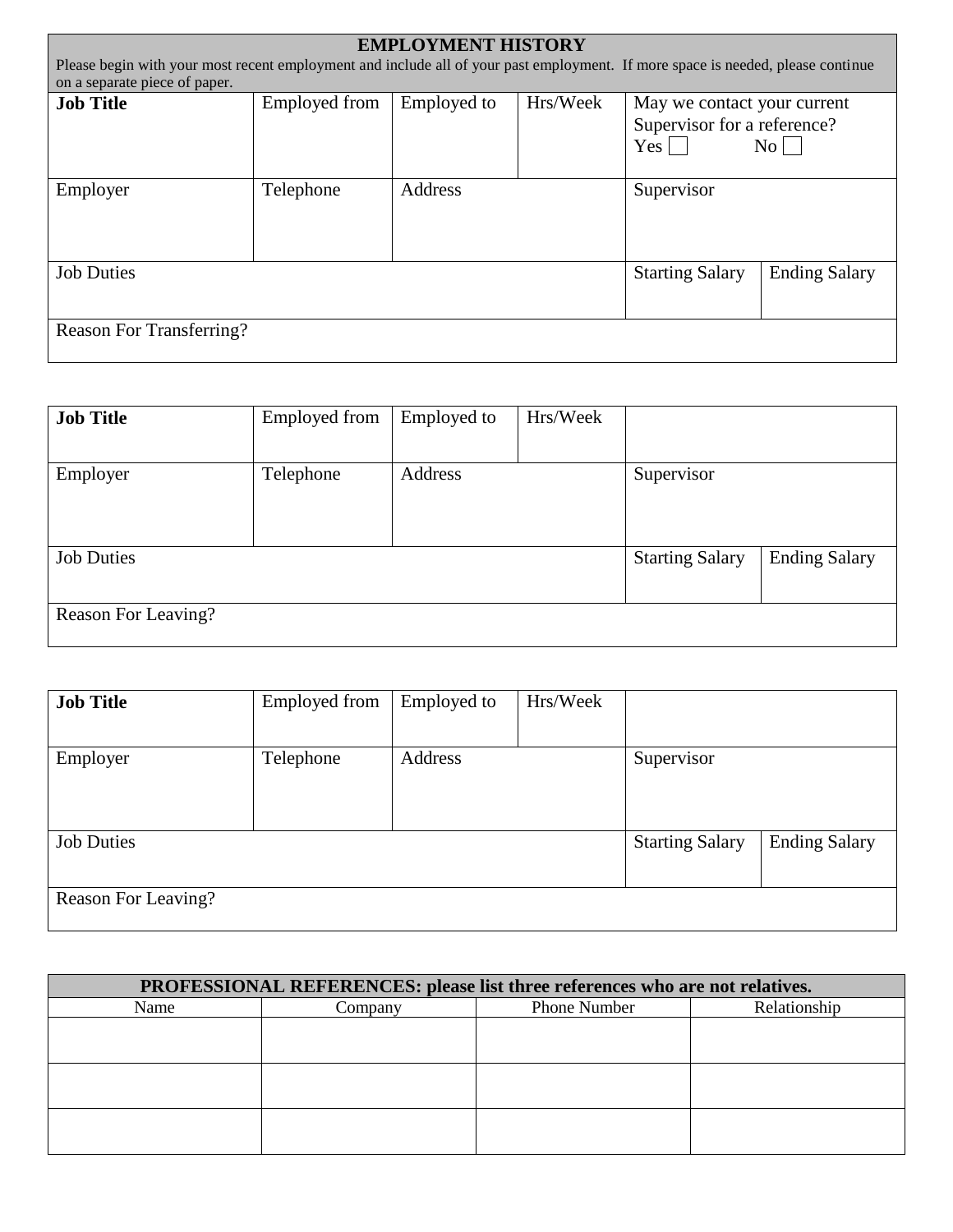## EMPLOYMENT HISTORY

Please begin with your most recent employment and include all of your past employment. If more space is needed, please continue on a separate piece of paper.

| **Job Title** | Employed from | Employed to | Hrs/Week | May we contact your current Supervisor for a reference? Yes ☐ No ☐ | |
|---|---|---|---|---|---|
| Employer | Telephone | Address | | Supervisor | |
| Job Duties | | | | Starting Salary | Ending Salary |
| Reason For Transferring? | | | | | |

| **Job Title** | Employed from | Employed to | Hrs/Week | | |
|---|---|---|---|---|---|
| Employer | Telephone | Address | | Supervisor | |
| Job Duties | | | | Starting Salary | Ending Salary |
| Reason For Leaving? | | | | | |

| **Job Title** | Employed from | Employed to | Hrs/Week | | |
|---|---|---|---|---|---|
| Employer | Telephone | Address | | Supervisor | |
| Job Duties | | | | Starting Salary | Ending Salary |
| Reason For Leaving? | | | | | |

## PROFESSIONAL REFERENCES: please list three references who are not relatives.

| Name | Company | Phone Number | Relationship |
|---|---|---|---|
| | | | |
| | | | |
| | | | |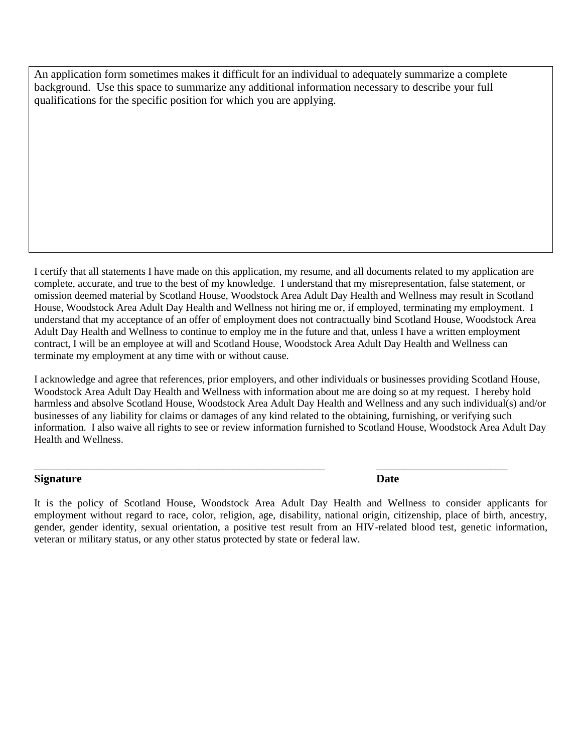An application form sometimes makes it difficult for an individual to adequately summarize a complete background. Use this space to summarize any additional information necessary to describe your full qualifications for the specific position for which you are applying.

I certify that all statements I have made on this application, my resume, and all documents related to my application are complete, accurate, and true to the best of my knowledge. I understand that my misrepresentation, false statement, or omission deemed material by Scotland House, Woodstock Area Adult Day Health and Wellness may result in Scotland House, Woodstock Area Adult Day Health and Wellness not hiring me or, if employed, terminating my employment. I understand that my acceptance of an offer of employment does not contractually bind Scotland House, Woodstock Area Adult Day Health and Wellness to continue to employ me in the future and that, unless I have a written employment contract, I will be an employee at will and Scotland House, Woodstock Area Adult Day Health and Wellness can terminate my employment at any time with or without cause.

I acknowledge and agree that references, prior employers, and other individuals or businesses providing Scotland House, Woodstock Area Adult Day Health and Wellness with information about me are doing so at my request. I hereby hold harmless and absolve Scotland House, Woodstock Area Adult Day Health and Wellness and any such individual(s) and/or businesses of any liability for claims or damages of any kind related to the obtaining, furnishing, or verifying such information. I also waive all rights to see or review information furnished to Scotland House, Woodstock Area Adult Day Health and Wellness.

_______________________________________________________ ________________________

**Signature** **Date**

It is the policy of Scotland House, Woodstock Area Adult Day Health and Wellness to consider applicants for employment without regard to race, color, religion, age, disability, national origin, citizenship, place of birth, ancestry, gender, gender identity, sexual orientation, a positive test result from an HIV-related blood test, genetic information, veteran or military status, or any other status protected by state or federal law.